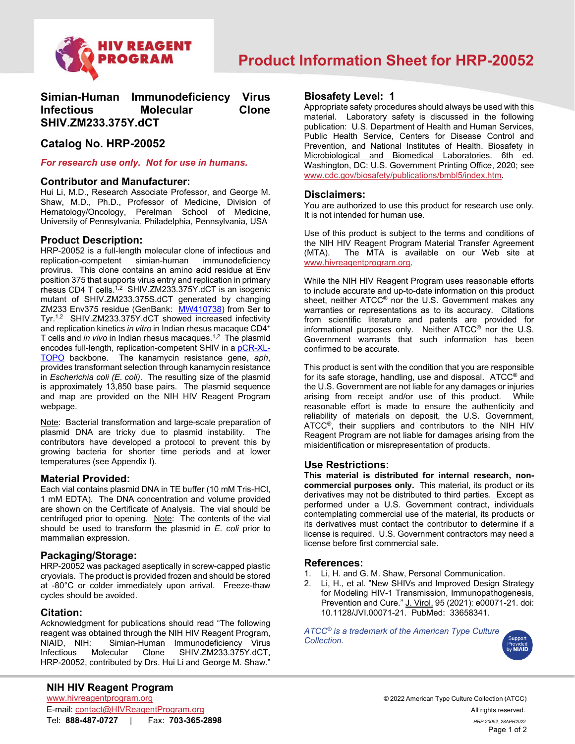# Product Information Sheet for HRP-20052

## Simian-Human Immunodeficiency Virus Infectious Molecular Clone SHIV.ZM233.375Y.dCT

## Catalog No. HRP-20052

***For research use only. Not for use in humans.***

### Contributor and Manufacturer:

Hui Li, M.D., Research Associate Professor, and George M. Shaw, M.D., Ph.D., Professor of Medicine, Division of Hematology/Oncology, Perelman School of Medicine, University of Pennsylvania, Philadelphia, Pennsylvania, USA

### Product Description:

HRP-20052 is a full-length molecular clone of infectious and replication-competent simian-human immunodeficiency provirus. This clone contains an amino acid residue at Env position 375 that supports virus entry and replication in primary rhesus CD4 T cells.[1,2] SHIV.ZM233.375Y.dCT is an isogenic mutant of SHIV.ZM233.375S.dCT generated by changing ZM233 Env375 residue (GenBank: MW410738) from Ser to Tyr.[1,2] SHIV.ZM233.375Y.dCT showed increased infectivity and replication kinetics *in vitro* in Indian rhesus macaque CD4+ T cells and *in vivo* in Indian rhesus macaques.[1,2] The plasmid encodes full-length, replication-competent SHIV in a pCR-XL-TOPO backbone. The kanamycin resistance gene, *aph*, provides transformant selection through kanamycin resistance in *Escherichia coli (E. coli)*. The resulting size of the plasmid is approximately 13,850 base pairs. The plasmid sequence and map are provided on the NIH HIV Reagent Program webpage.

Note: Bacterial transformation and large-scale preparation of plasmid DNA are tricky due to plasmid instability. The contributors have developed a protocol to prevent this by growing bacteria for shorter time periods and at lower temperatures (see Appendix I).

### Material Provided:

Each vial contains plasmid DNA in TE buffer (10 mM Tris-HCl, 1 mM EDTA). The DNA concentration and volume provided are shown on the Certificate of Analysis. The vial should be centrifuged prior to opening. Note: The contents of the vial should be used to transform the plasmid in *E. coli* prior to mammalian expression.

### Packaging/Storage:

HRP-20052 was packaged aseptically in screw-capped plastic cryovials. The product is provided frozen and should be stored at -80°C or colder immediately upon arrival. Freeze-thaw cycles should be avoided.

### Citation:

Acknowledgment for publications should read "The following reagent was obtained through the NIH HIV Reagent Program, NIAID, NIH: Simian-Human Immunodeficiency Virus Infectious Molecular Clone SHIV.ZM233.375Y.dCT, HRP-20052, contributed by Drs. Hui Li and George M. Shaw."

### Biosafety Level: 1

Appropriate safety procedures should always be used with this material. Laboratory safety is discussed in the following publication: U.S. Department of Health and Human Services, Public Health Service, Centers for Disease Control and Prevention, and National Institutes of Health. Biosafety in Microbiological and Biomedical Laboratories. 6th ed. Washington, DC: U.S. Government Printing Office, 2020; see www.cdc.gov/biosafety/publications/bmbl5/index.htm.

### Disclaimers:

You are authorized to use this product for research use only. It is not intended for human use.

Use of this product is subject to the terms and conditions of the NIH HIV Reagent Program Material Transfer Agreement (MTA). The MTA is available on our Web site at www.hivreagentprogram.org.

While the NIH HIV Reagent Program uses reasonable efforts to include accurate and up-to-date information on this product sheet, neither ATCC® nor the U.S. Government makes any warranties or representations as to its accuracy. Citations from scientific literature and patents are provided for informational purposes only. Neither ATCC® nor the U.S. Government warrants that such information has been confirmed to be accurate.

This product is sent with the condition that you are responsible for its safe storage, handling, use and disposal. ATCC® and the U.S. Government are not liable for any damages or injuries arising from receipt and/or use of this product. While reasonable effort is made to ensure the authenticity and reliability of materials on deposit, the U.S. Government, ATCC®, their suppliers and contributors to the NIH HIV Reagent Program are not liable for damages arising from the misidentification or misrepresentation of products.

### Use Restrictions:

**This material is distributed for internal research, non-commercial purposes only.** This material, its product or its derivatives may not be distributed to third parties. Except as performed under a U.S. Government contract, individuals contemplating commercial use of the material, its products or its derivatives must contact the contributor to determine if a license is required. U.S. Government contractors may need to obtain a license before first commercial sale.

### References:

1. Li, H. and G. M. Shaw, Personal Communication.
2. Li, H., et al. "New SHIVs and Improved Design Strategy for Modeling HIV-1 Transmission, Immunopathogenesis, Prevention and Cure." J. Virol. 95 (2021): e00071-21. doi: 10.1128/JVI.00071-21. PubMed: 33658341.

*ATCC® is a trademark of the American Type Culture Collection.*

**NIH HIV Reagent Program**
www.hivreagentprogram.org
E-mail: contact@HIVReagentProgram.org
Tel: **888-487-0727** | Fax: **703-365-2898**

© 2022 American Type Culture Collection (ATCC)
All rights reserved.
HRP-20052_28APR2022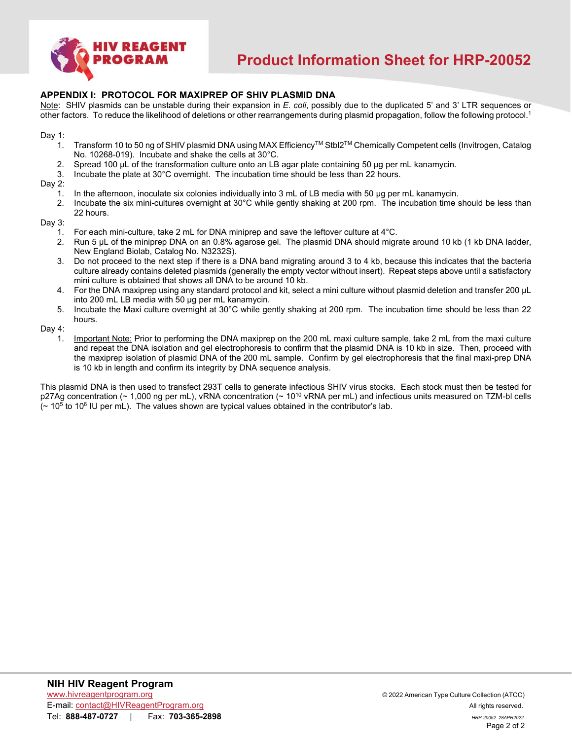## APPENDIX I: PROTOCOL FOR MAXIPREP OF SHIV PLASMID DNA

Note: SHIV plasmids can be unstable during their expansion in *E. coli*, possibly due to the duplicated 5' and 3' LTR sequences or other factors. To reduce the likelihood of deletions or other rearrangements during plasmid propagation, follow the following protocol.[1]

Day 1:

1. Transform 10 to 50 ng of SHIV plasmid DNA using MAX Efficiency™ Stbl2™ Chemically Competent cells (Invitrogen, Catalog No. 10268-019). Incubate and shake the cells at 30°C.
2. Spread 100 µL of the transformation culture onto an LB agar plate containing 50 µg per mL kanamycin.
3. Incubate the plate at 30°C overnight. The incubation time should be less than 22 hours.

Day 2:

1. In the afternoon, inoculate six colonies individually into 3 mL of LB media with 50 µg per mL kanamycin.
2. Incubate the six mini-cultures overnight at 30°C while gently shaking at 200 rpm. The incubation time should be less than 22 hours.

Day 3:

1. For each mini-culture, take 2 mL for DNA miniprep and save the leftover culture at 4°C.
2. Run 5 µL of the miniprep DNA on an 0.8% agarose gel. The plasmid DNA should migrate around 10 kb (1 kb DNA ladder, New England Biolab, Catalog No. N3232S).
3. Do not proceed to the next step if there is a DNA band migrating around 3 to 4 kb, because this indicates that the bacteria culture already contains deleted plasmids (generally the empty vector without insert). Repeat steps above until a satisfactory mini culture is obtained that shows all DNA to be around 10 kb.
4. For the DNA maxiprep using any standard protocol and kit, select a mini culture without plasmid deletion and transfer 200 µL into 200 mL LB media with 50 µg per mL kanamycin.
5. Incubate the Maxi culture overnight at 30°C while gently shaking at 200 rpm. The incubation time should be less than 22 hours.

Day 4:

1. Important Note: Prior to performing the DNA maxiprep on the 200 mL maxi culture sample, take 2 mL from the maxi culture and repeat the DNA isolation and gel electrophoresis to confirm that the plasmid DNA is 10 kb in size. Then, proceed with the maxiprep isolation of plasmid DNA of the 200 mL sample. Confirm by gel electrophoresis that the final maxi-prep DNA is 10 kb in length and confirm its integrity by DNA sequence analysis.

This plasmid DNA is then used to transfect 293T cells to generate infectious SHIV virus stocks. Each stock must then be tested for p27Ag concentration (~ 1,000 ng per mL), vRNA concentration (~ $10^{10}$ vRNA per mL) and infectious units measured on TZM-bl cells (~ $10^5$ to $10^6$ IU per mL). The values shown are typical values obtained in the contributor's lab.

**NIH HIV Reagent Program**
www.hivreagentprogram.org
E-mail: contact@HIVReagentProgram.org
Tel: **888-487-0727** | Fax: **703-365-2898**

© 2022 American Type Culture Collection (ATCC)
All rights reserved.
*HRP-20052_28APR2022*